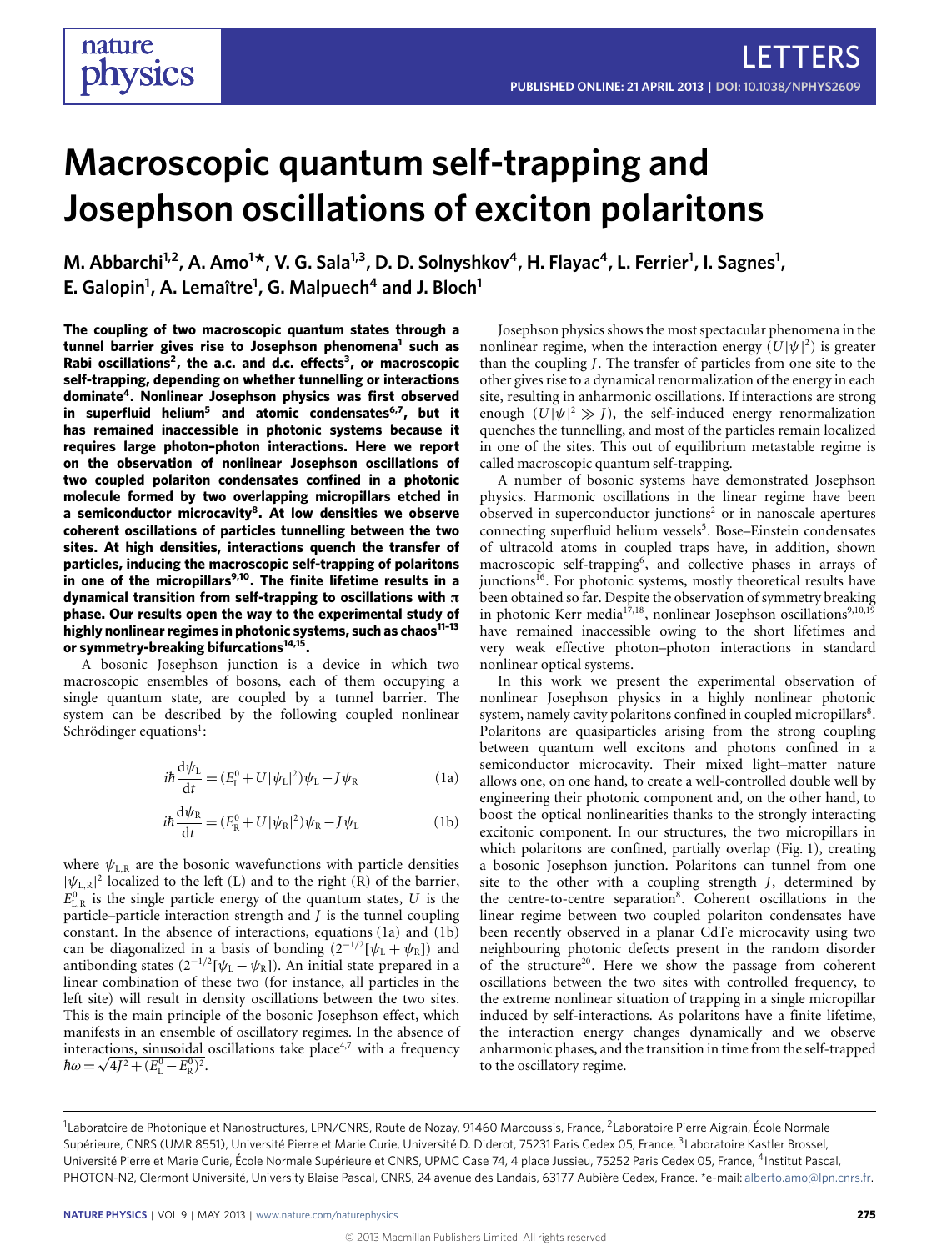# Macroscopic quantum self-trapping and Josephson oscillations of exciton polaritons

**M. Abbarchi[1,2], A. Amo[1]*, V. G. Sala[1,3], D. D. Solnyshkov[4], H. Flayac[4], L. Ferrier[1], I. Sagnes[1], E. Galopin[1], A. Lemaître[1], G. Malpuech[4] and J. Bloch[1]**

**The coupling of two macroscopic quantum states through a tunnel barrier gives rise to Josephson phenomena[1] such as Rabi oscillations[2], the a.c. and d.c. effects[3], or macroscopic self-trapping, depending on whether tunnelling or interactions dominate[4]. Nonlinear Josephson physics was first observed in superfluid helium[5] and atomic condensates[6,7], but it has remained inaccessible in photonic systems because it requires large photon–photon interactions. Here we report on the observation of nonlinear Josephson oscillations of two coupled polariton condensates confined in a photonic molecule formed by two overlapping micropillars etched in a semiconductor microcavity[8]. At low densities we observe coherent oscillations of particles tunnelling between the two sites. At high densities, interactions quench the transfer of particles, inducing the macroscopic self-trapping of polaritons in one of the micropillars[9,10]. The finite lifetime results in a dynamical transition from self-trapping to oscillations with $\pi$ phase. Our results open the way to the experimental study of highly nonlinear regimes in photonic systems, such as chaos[11–13] or symmetry-breaking bifurcations[14,15].**

A bosonic Josephson junction is a device in which two macroscopic ensembles of bosons, each of them occupying a single quantum state, are coupled by a tunnel barrier. The system can be described by the following coupled nonlinear Schrödinger equations[1]:

$$i\hbar\frac{\mathrm{d}\psi_\mathrm{L}}{\mathrm{d}t}=(E^0_\mathrm{L}+U|\psi_\mathrm{L}|^2)\psi_\mathrm{L}-J\psi_\mathrm{R} \tag{1a}$$

$$i\hbar\frac{\mathrm{d}\psi_\mathrm{R}}{\mathrm{d}t}=(E^0_\mathrm{R}+U|\psi_\mathrm{R}|^2)\psi_\mathrm{R}-J\psi_\mathrm{L} \tag{1b}$$

where $\psi_{\mathrm{L,R}}$ are the bosonic wavefunctions with particle densities $|\psi_{\mathrm{L,R}}|^2$ localized to the left (L) and to the right (R) of the barrier, $E^0_{\mathrm{L,R}}$ is the single particle energy of the quantum states, $U$ is the particle–particle interaction strength and $J$ is the tunnel coupling constant. In the absence of interactions, equations (1a) and (1b) can be diagonalized in a basis of bonding $(2^{-1/2}[\psi_\mathrm{L}+\psi_\mathrm{R}])$ and antibonding states $(2^{-1/2}[\psi_\mathrm{L}-\psi_\mathrm{R}])$. An initial state prepared in a linear combination of these two (for instance, all particles in the left site) will result in density oscillations between the two sites. This is the main principle of the bosonic Josephson effect, which manifests in an ensemble of oscillatory regimes. In the absence of interactions, sinusoidal oscillations take place[4,7] with a frequency $\hbar\omega=\sqrt{4J^2+(E^0_\mathrm{L}-E^0_\mathrm{R})^2}$.

Josephson physics shows the most spectacular phenomena in the nonlinear regime, when the interaction energy $(U|\psi|^2)$ is greater than the coupling $J$. The transfer of particles from one site to the other gives rise to a dynamical renormalization of the energy in each site, resulting in anharmonic oscillations. If interactions are strong enough $(U|\psi|^2\gg J)$, the self-induced energy renormalization quenches the tunnelling, and most of the particles remain localized in one of the sites. This out of equilibrium metastable regime is called macroscopic quantum self-trapping.

A number of bosonic systems have demonstrated Josephson physics. Harmonic oscillations in the linear regime have been observed in superconductor junctions[2] or in nanoscale apertures connecting superfluid helium vessels[5]. Bose–Einstein condensates of ultracold atoms in coupled traps have, in addition, shown macroscopic self-trapping[6], and collective phases in arrays of junctions[16]. For photonic systems, mostly theoretical results have been obtained so far. Despite the observation of symmetry breaking in photonic Kerr media[17,18], nonlinear Josephson oscillations[9,10,19] have remained inaccessible owing to the short lifetimes and very weak effective photon–photon interactions in standard nonlinear optical systems.

In this work we present the experimental observation of nonlinear Josephson physics in a highly nonlinear photonic system, namely cavity polaritons confined in coupled micropillars[8]. Polaritons are quasiparticles arising from the strong coupling between quantum well excitons and photons confined in a semiconductor microcavity. Their mixed light–matter nature allows one, on one hand, to create a well-controlled double well by engineering their photonic component and, on the other hand, to boost the optical nonlinearities thanks to the strongly interacting excitonic component. In our structures, the two micropillars in which polaritons are confined, partially overlap (Fig. 1), creating a bosonic Josephson junction. Polaritons can tunnel from one site to the other with a coupling strength $J$, determined by the centre-to-centre separation[8]. Coherent oscillations in the linear regime between two coupled polariton condensates have been recently observed in a planar CdTe microcavity using two neighbouring photonic defects present in the random disorder of the structure[20]. Here we show the passage from coherent oscillations between the two sites with controlled frequency, to the extreme nonlinear situation of trapping in a single micropillar induced by self-interactions. As polaritons have a finite lifetime, the interaction energy changes dynamically and we observe anharmonic phases, and the transition in time from the self-trapped to the oscillatory regime.

[1]Laboratoire de Photonique et Nanostructures, LPN/CNRS, Route de Nozay, 91460 Marcoussis, France, [2]Laboratoire Pierre Aigrain, École Normale Supérieure, CNRS (UMR 8551), Université Pierre et Marie Curie, Université D. Diderot, 75231 Paris Cedex 05, France, [3]Laboratoire Kastler Brossel, Université Pierre et Marie Curie, École Normale Supérieure et CNRS, UPMC Case 74, 4 place Jussieu, 75252 Paris Cedex 05, France, [4]Institut Pascal, PHOTON-N2, Clermont Université, University Blaise Pascal, CNRS, 24 avenue des Landais, 63177 Aubière Cedex, France. *e-mail: alberto.amo@lpn.cnrs.fr.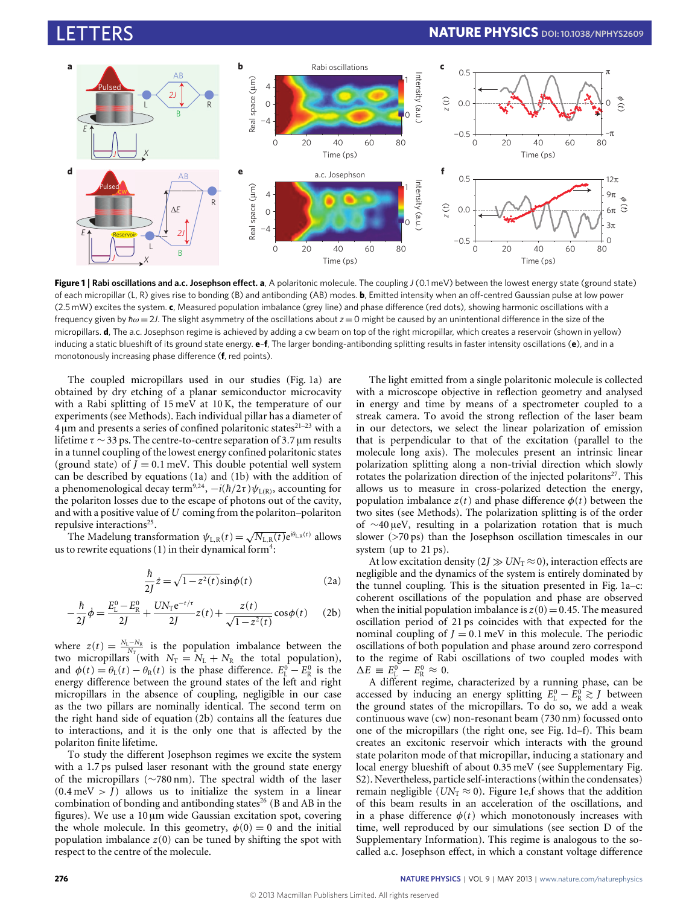**Figure 1 | Rabi oscillations and a.c. Josephson effect. a**, A polaritonic molecule. The coupling $J$ (0.1 meV) between the lowest energy state (ground state) of each micropillar (L, R) gives rise to bonding (B) and antibonding (AB) modes. **b**, Emitted intensity when an off-centred Gaussian pulse at low power (2.5 mW) excites the system. **c**, Measured population imbalance (grey line) and phase difference (red dots), showing harmonic oscillations with a frequency given by $\hbar\omega = 2J$. The slight asymmetry of the oscillations about $z = 0$ might be caused by an unintentional difference in the size of the micropillars. **d**, The a.c. Josephson regime is achieved by adding a cw beam on top of the right micropillar, which creates a reservoir (shown in yellow) inducing a static blueshift of its ground state energy. **e**–**f**, The larger bonding-antibonding splitting results in faster intensity oscillations (**e**), and in a monotonously increasing phase difference (**f**, red points).

The coupled micropillars used in our studies (Fig. 1a) are obtained by dry etching of a planar semiconductor microcavity with a Rabi splitting of 15 meV at 10 K, the temperature of our experiments (see Methods). Each individual pillar has a diameter of 4 μm and presents a series of confined polaritonic states[21–23] with a lifetime $\tau \sim 33$ ps. The centre-to-centre separation of 3.7 μm results in a tunnel coupling of the lowest energy confined polaritonic states (ground state) of $J = 0.1$ meV. This double potential well system can be described by equations (1a) and (1b) with the addition of a phenomenological decay term[9,24], $-i(\hbar/2\tau)\psi_{L(R)}$, accounting for the polariton losses due to the escape of photons out of the cavity, and with a positive value of $U$ coming from the polariton–polariton repulsive interactions[25].

The Madelung transformation $\psi_{L,R}(t) = \sqrt{N_{L,R}(t)}e^{i\theta_{L,R}(t)}$ allows us to rewrite equations (1) in their dynamical form[4]:

$$\frac{\hbar}{2J}\dot{z} = \sqrt{1-z^2(t)}\sin\phi(t) \tag{2a}$$

$$-\frac{\hbar}{2J}\dot{\phi} = \frac{E_L^0 - E_R^0}{2J} + \frac{UN_T e^{-t/\tau}}{2J}z(t) + \frac{z(t)}{\sqrt{1-z^2(t)}}\cos\phi(t) \tag{2b}$$

where $z(t) = \frac{N_L - N_R}{N_T}$ is the population imbalance between the two micropillars (with $N_T = N_L + N_R$ the total population), and $\phi(t) = \theta_L(t) - \theta_R(t)$ is the phase difference. $E_L^0 - E_R^0$ is the energy difference between the ground states of the left and right micropillars in the absence of coupling, negligible in our case as the two pillars are nominally identical. The second term on the right hand side of equation (2b) contains all the features due to interactions, and it is the only one that is affected by the polariton finite lifetime.

To study the different Josephson regimes we excite the system with a 1.7 ps pulsed laser resonant with the ground state energy of the micropillars (~780 nm). The spectral width of the laser (0.4 meV > $J$) allows us to initialize the system in a linear combination of bonding and antibonding states[26] (B and AB in the figures). We use a 10 μm wide Gaussian excitation spot, covering the whole molecule. In this geometry, $\phi(0) = 0$ and the initial population imbalance $z(0)$ can be tuned by shifting the spot with respect to the centre of the molecule.

The light emitted from a single polaritonic molecule is collected with a microscope objective in reflection geometry and analysed in energy and time by means of a spectrometer coupled to a streak camera. To avoid the strong reflection of the laser beam in our detectors, we select the linear polarization of emission that is perpendicular to that of the excitation (parallel to the molecule long axis). The molecules present an intrinsic linear polarization splitting along a non-trivial direction which slowly rotates the polarization direction of the injected polaritons[27]. This allows us to measure in cross-polarized detection the energy, population imbalance $z(t)$ and phase difference $\phi(t)$ between the two sites (see Methods). The polarization splitting is of the order of ~40 μeV, resulting in a polarization rotation that is much slower (>70 ps) than the Josephson oscillation timescales in our system (up to 21 ps).

At low excitation density ($2J \gg UN_T \approx 0$), interaction effects are negligible and the dynamics of the system is entirely dominated by the tunnel coupling. This is the situation presented in Fig. 1a–c: coherent oscillations of the population and phase are observed when the initial population imbalance is $z(0) = 0.45$. The measured oscillation period of 21 ps coincides with that expected for the nominal coupling of $J = 0.1$ meV in this molecule. The periodic oscillations of both population and phase around zero correspond to the regime of Rabi oscillations of two coupled modes with $\Delta E \equiv E_L^0 - E_R^0 \approx 0$.

A different regime, characterized by a running phase, can be accessed by inducing an energy splitting $E_L^0 - E_R^0 \gtrsim J$ between the ground states of the micropillars. To do so, we add a weak continuous wave (cw) non-resonant beam (730 nm) focussed onto one of the micropillars (the right one, see Fig. 1d–f). This beam creates an excitonic reservoir which interacts with the ground state polariton mode of that micropillar, inducing a stationary and local energy blueshift of about 0.35 meV (see Supplementary Fig. S2). Nevertheless, particle self-interactions (within the condensates) remain negligible ($UN_T \approx 0$). Figure 1e,f shows that the addition of this beam results in an acceleration of the oscillations, and in a phase difference $\phi(t)$ which monotonously increases with time, well reproduced by our simulations (see section D of the Supplementary Information). This regime is analogous to the so-called a.c. Josephson effect, in which a constant voltage difference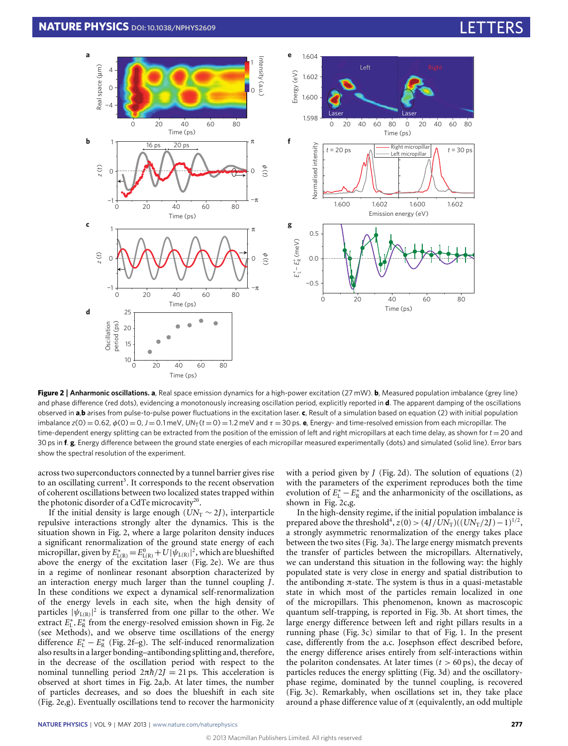**Figure 2 | Anharmonic oscillations.** **a**, Real space emission dynamics for a high-power excitation (27 mW). **b**, Measured population imbalance (grey line) and phase difference (red dots), evidencing a monotonously increasing oscillation period, explicitly reported in **d**. The apparent damping of the oscillations observed in **a**,**b** arises from pulse-to-pulse power fluctuations in the excitation laser. **c**, Result of a simulation based on equation (2) with initial population imbalance $z(0) = 0.62$, $\phi(0) = 0$, $J = 0.1$ meV, $UN_{\mathrm{T}}(t = 0) = 1.2$ meV and $\tau = 30$ ps. **e**, Energy- and time-resolved emission from each micropillar. The time-dependent energy splitting can be extracted from the position of the emission of left and right micropillars at each time delay, as shown for $t = 20$ and 30 ps in **f**. **g**, Energy difference between the ground state energies of each micropillar measured experimentally (dots) and simulated (solid line). Error bars show the spectral resolution of the experiment.

across two superconductors connected by a tunnel barrier gives rise to an oscillating current[3]. It corresponds to the recent observation of coherent oscillations between two localized states trapped within the photonic disorder of a CdTe microcavity[20].

If the initial density is large enough ($UN_{\mathrm{T}} \sim 2J$), interparticle repulsive interactions strongly alter the dynamics. This is the situation shown in Fig. 2, where a large polariton density induces a significant renormalization of the ground state energy of each micropillar, given by $E^*_{\mathrm{L(R)}} = E^0_{\mathrm{L(R)}} + U|\psi_{\mathrm{L(R)}}|^2$, which are blueshifted above the energy of the excitation laser (Fig. 2e). We are thus in a regime of nonlinear resonant absorption characterized by an interaction energy much larger than the tunnel coupling $J$. In these conditions we expect a dynamical self-renormalization of the energy levels in each site, when the high density of particles $|\psi_{\mathrm{L(R)}}|^2$ is transferred from one pillar to the other. We extract $E^*_{\mathrm{L}}, E^*_{\mathrm{R}}$ from the energy-resolved emission shown in Fig. 2e (see Methods), and we observe time oscillations of the energy difference $E^*_{\mathrm{L}} - E^*_{\mathrm{R}}$ (Fig. 2f–g). The self-induced renormalization also results in a larger bonding–antibonding splitting and, therefore, in the decrease of the oscillation period with respect to the nominal tunnelling period $2\pi\hbar/2J = 21$ ps. This acceleration is observed at short times in Fig. 2a,b. At later times, the number of particles decreases, and so does the blueshift in each site (Fig. 2e,g). Eventually oscillations tend to recover the harmonicity with a period given by $J$ (Fig. 2d). The solution of equations (2) with the parameters of the experiment reproduces both the time evolution of $E^*_{\mathrm{L}} - E^*_{\mathrm{R}}$ and the anharmonicity of the oscillations, as shown in Fig. 2c,g.

In the high-density regime, if the initial population imbalance is prepared above the threshold[4], $z(0) > (4J/UN_{\mathrm{T}})((UN_{\mathrm{T}}/2J) - 1)^{1/2}$, a strongly asymmetric renormalization of the energy takes place between the two sites (Fig. 3a). The large energy mismatch prevents the transfer of particles between the micropillars. Alternatively, we can understand this situation in the following way: the highly populated state is very close in energy and spatial distribution to the antibonding π-state. The system is thus in a quasi-metastable state in which most of the particles remain localized in one of the micropillars. This phenomenon, known as macroscopic quantum self-trapping, is reported in Fig. 3b. At short times, the large energy difference between left and right pillars results in a running phase (Fig. 3c) similar to that of Fig. 1. In the present case, differently from the a.c. Josephson effect described before, the energy difference arises entirely from self-interactions within the polariton condensates. At later times ($t > 60$ ps), the decay of particles reduces the energy splitting (Fig. 3d) and the oscillatory-phase regime, dominated by the tunnel coupling, is recovered (Fig. 3c). Remarkably, when oscillations set in, they take place around a phase difference value of π (equivalently, an odd multiple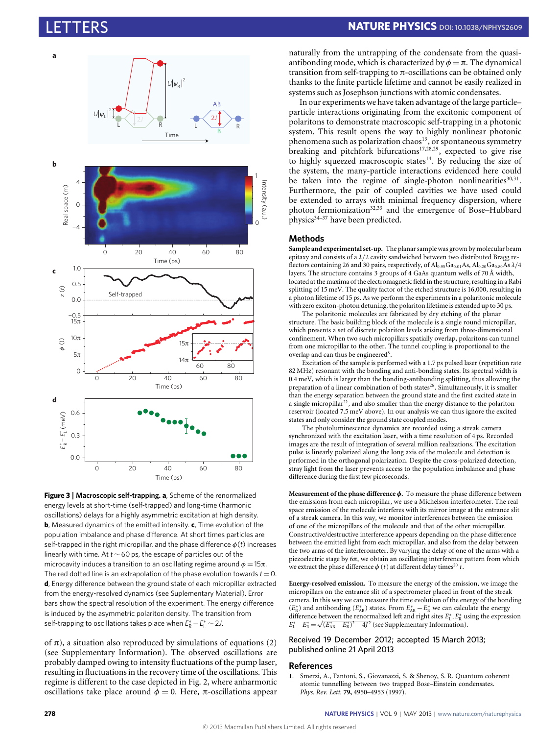**Figure 3 | Macroscopic self-trapping. a**, Scheme of the renormalized energy levels at short-time (self-trapped) and long-time (harmonic oscillations) delays for a highly asymmetric excitation at high density. **b**, Measured dynamics of the emitted intensity. **c**, Time evolution of the population imbalance and phase difference. At short times particles are self-trapped in the right micropillar, and the phase difference $\phi(t)$ increases linearly with time. At $t \sim 60$ ps, the escape of particles out of the microcavity induces a transition to an oscillating regime around $\phi = 15\pi$. The red dotted line is an extrapolation of the phase evolution towards $t = 0$. **d**, Energy difference between the ground state of each micropillar extracted from the energy-resolved dynamics (see Supplementary Material). Error bars show the spectral resolution of the experiment. The energy difference is induced by the asymmetric polariton density. The transition from self-trapping to oscillations takes place when $E^*_R - E^*_L \sim 2J$.

of π), a situation also reproduced by simulations of equations (2) (see Supplementary Information). The observed oscillations are probably damped owing to intensity fluctuations of the pump laser, resulting in fluctuations in the recovery time of the oscillations. This regime is different to the case depicted in Fig. 2, where anharmonic oscillations take place around $\phi = 0$. Here, π-oscillations appear naturally from the untrapping of the condensate from the quasi-antibonding mode, which is characterized by $\phi = \pi$. The dynamical transition from self-trapping to π-oscillations can be obtained only thanks to the finite particle lifetime and cannot be easily realized in systems such as Josephson junctions with atomic condensates.

In our experiments we have taken advantage of the large particle–particle interactions originating from the excitonic component of polaritons to demonstrate macroscopic self-trapping in a photonic system. This result opens the way to highly nonlinear photonic phenomena such as polarization chaos[13], or spontaneous symmetry breaking and pitchfork bifurcations[17,28,29], expected to give rise to highly squeezed macroscopic states[14]. By reducing the size of the system, the many-particle interactions evidenced here could be taken into the regime of single-photon nonlinearities[30,31]. Furthermore, the pair of coupled cavities we have used could be extended to arrays with minimal frequency dispersion, where photon fermionization[32,33] and the emergence of Bose–Hubbard physics[34–37] have been predicted.

## Methods

**Sample and experimental set-up.** The planar sample was grown by molecular beam epitaxy and consists of a $\lambda/2$ cavity sandwiched between two distributed Bragg reflectors containing 26 and 30 pairs, respectively, of $Al_{0.95}Ga_{0.01}As$, $Al_{0.20}Ga_{0.80}As$ $\lambda/4$ layers. The structure contains 3 groups of 4 GaAs quantum wells of 70 Å width, located at the maxima of the electromagnetic field in the structure, resulting in a Rabi splitting of 15 meV. The quality factor of the etched structure is 16,000, resulting in a photon lifetime of 15 ps. As we perform the experiments in a polaritonic molecule with zero exciton-photon detuning, the polariton lifetime is extended up to 30 ps.

The polaritonic molecules are fabricated by dry etching of the planar structure. The basic building block of the molecule is a single round micropillar, which presents a set of discrete polariton levels arising from three-dimensional confinement. When two such micropillars spatially overlap, polaritons can tunnel from one micropillar to the other. The tunnel coupling is proportional to the overlap and can thus be engineered[8].

Excitation of the sample is performed with a 1.7 ps pulsed laser (repetition rate 82 MHz) resonant with the bonding and anti-bonding states. Its spectral width is 0.4 meV, which is larger than the bonding-antibonding splitting, thus allowing the preparation of a linear combination of both states[26]. Simultaneously, it is smaller than the energy separation between the ground state and the first excited state in a single micropillar[22], and also smaller than the energy distance to the polariton reservoir (located 7.5 meV above). In our analysis we can thus ignore the excited states and only consider the ground state coupled modes.

The photoluminescence dynamics are recorded using a streak camera synchronized with the excitation laser, with a time resolution of 4 ps. Recorded images are the result of integration of several million realizations. The excitation pulse is linearly polarized along the long axis of the molecule and detection is performed in the orthogonal polarization. Despite the cross-polarized detection, stray light from the laser prevents access to the population imbalance and phase difference during the first few picoseconds.

**Measurement of the phase difference $\phi$.** To measure the phase difference between the emissions from each micropillar, we use a Michelson interferometer. The real space emission of the molecule interferes with its mirror image at the entrance slit of a streak camera. In this way, we monitor interferences between the emission of one of the micropillars of the molecule and that of the other micropillar. Constructive/destructive interference appears depending on the phase difference between the emitted light from each micropillar, and also from the delay between the two arms of the interferometer. By varying the delay of one of the arms with a piezoelectric stage by 6π, we obtain an oscillating interference pattern from which we extract the phase difference $\phi(t)$ at different delay times[20] $t$.

**Energy-resolved emission.** To measure the energy of the emission, we image the micropillars on the entrance slit of a spectrometer placed in front of the streak camera. In this way we can measure the time evolution of the energy of the bonding ($E^*_B$) and antibonding ($E^*_{AB}$) states. From $E^*_{AB} - E^*_B$ we can calculate the energy difference between the renormalized left and right sites $E^*_L, E^*_R$ using the expression $E^*_L - E^*_R = \sqrt{(E^*_{AB} - E^*_B)^2 - 4J^2}$ (see Supplementary Information).

Received 19 December 2012; accepted 15 March 2013; published online 21 April 2013

## References

1. Smerzi, A., Fantoni, S., Giovanazzi, S. & Shenoy, S. R. Quantum coherent atomic tunnelling between two trapped Bose–Einstein condensates. *Phys. Rev. Lett.* **79**, 4950–4953 (1997).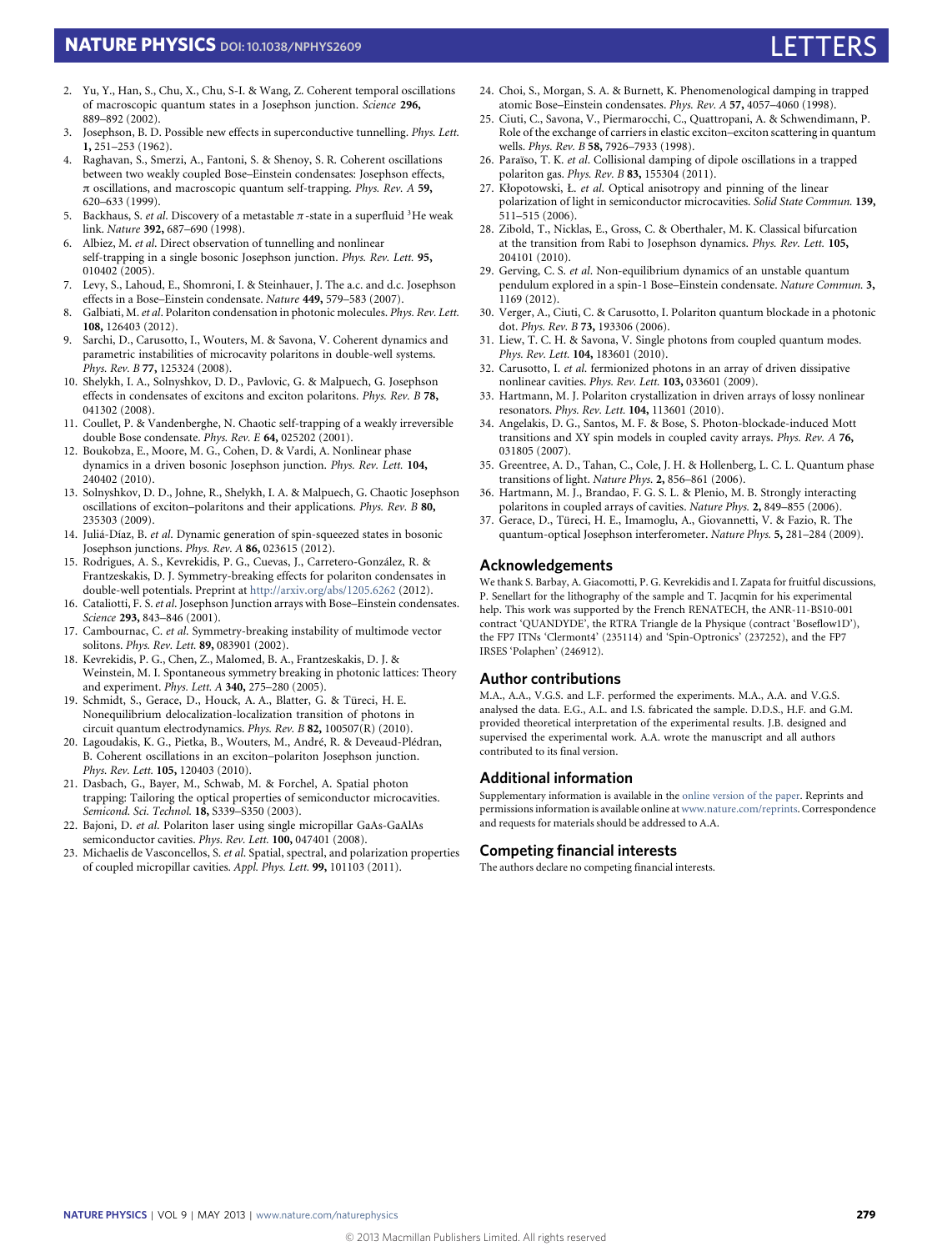2. Yu, Y., Han, S., Chu, X., Chu, S-I. & Wang, Z. Coherent temporal oscillations of macroscopic quantum states in a Josephson junction. *Science* **296,** 889–892 (2002).
3. Josephson, B. D. Possible new effects in superconductive tunnelling. *Phys. Lett.* **1,** 251–253 (1962).
4. Raghavan, S., Smerzi, A., Fantoni, S. & Shenoy, S. R. Coherent oscillations between two weakly coupled Bose–Einstein condensates: Josephson effects, π oscillations, and macroscopic quantum self-trapping. *Phys. Rev. A* **59,** 620–633 (1999).
5. Backhaus, S. *et al.* Discovery of a metastable $\pi$-state in a superfluid $^3$He weak link. *Nature* **392,** 687–690 (1998).
6. Albiez, M. *et al.* Direct observation of tunnelling and nonlinear self-trapping in a single bosonic Josephson junction. *Phys. Rev. Lett.* **95,** 010402 (2005).
7. Levy, S., Lahoud, E., Shomroni, I. & Steinhauer, J. The a.c. and d.c. Josephson effects in a Bose–Einstein condensate. *Nature* **449,** 579–583 (2007).
8. Galbiati, M. *et al.* Polariton condensation in photonic molecules. *Phys. Rev. Lett.* **108,** 126403 (2012).
9. Sarchi, D., Carusotto, I., Wouters, M. & Savona, V. Coherent dynamics and parametric instabilities of microcavity polaritons in double-well systems. *Phys. Rev. B* **77,** 125324 (2008).
10. Shelykh, I. A., Solnyshkov, D. D., Pavlovic, G. & Malpuech, G. Josephson effects in condensates of excitons and exciton polaritons. *Phys. Rev. B* **78,** 041302 (2008).
11. Coullet, P. & Vandenberghe, N. Chaotic self-trapping of a weakly irreversible double Bose condensate. *Phys. Rev. E* **64,** 025202 (2001).
12. Boukobza, E., Moore, M. G., Cohen, D. & Vardi, A. Nonlinear phase dynamics in a driven bosonic Josephson junction. *Phys. Rev. Lett.* **104,** 240402 (2010).
13. Solnyshkov, D. D., Johne, R., Shelykh, I. A. & Malpuech, G. Chaotic Josephson oscillations of exciton–polaritons and their applications. *Phys. Rev. B* **80,** 235303 (2009).
14. Juliá-Díaz, B. *et al.* Dynamic generation of spin-squeezed states in bosonic Josephson junctions. *Phys. Rev. A* **86,** 023615 (2012).
15. Rodrigues, A. S., Kevrekidis, P. G., Cuevas, J., Carretero-González, R. & Frantzeskakis, D. J. Symmetry-breaking effects for polariton condensates in double-well potentials. Preprint at http://arxiv.org/abs/1205.6262 (2012).
16. Cataliotti, F. S. *et al.* Josephson Junction arrays with Bose–Einstein condensates. *Science* **293,** 843–846 (2001).
17. Cambournac, C. *et al.* Symmetry-breaking instability of multimode vector solitons. *Phys. Rev. Lett.* **89,** 083901 (2002).
18. Kevrekidis, P. G., Chen, Z., Malomed, B. A., Frantzeskakis, D. J. & Weinstein, M. I. Spontaneous symmetry breaking in photonic lattices: Theory and experiment. *Phys. Lett. A* **340,** 275–280 (2005).
19. Schmidt, S., Gerace, D., Houck, A. A., Blatter, G. & Türeci, H. E. Nonequilibrium delocalization-localization transition of photons in circuit quantum electrodynamics. *Phys. Rev. B* **82,** 100507(R) (2010).
20. Lagoudakis, K. G., Pietka, B., Wouters, M., André, R. & Deveaud-Plédran, B. Coherent oscillations in an exciton–polariton Josephson junction. *Phys. Rev. Lett.* **105,** 120403 (2010).
21. Dasbach, G., Bayer, M., Schwab, M. & Forchel, A. Spatial photon trapping: Tailoring the optical properties of semiconductor microcavities. *Semicond. Sci. Technol.* **18,** S339–S350 (2003).
22. Bajoni, D. *et al.* Polariton laser using single micropillar GaAs-GaAlAs semiconductor cavities. *Phys. Rev. Lett.* **100,** 047401 (2008).
23. Michaelis de Vasconcellos, S. *et al.* Spatial, spectral, and polarization properties of coupled micropillar cavities. *Appl. Phys. Lett.* **99,** 101103 (2011).
24. Choi, S., Morgan, S. A. & Burnett, K. Phenomenological damping in trapped atomic Bose–Einstein condensates. *Phys. Rev. A* **57,** 4057–4060 (1998).
25. Ciuti, C., Savona, V., Piermarocchi, C., Quattropani, A. & Schwendimann, P. Role of the exchange of carriers in elastic exciton–exciton scattering in quantum wells. *Phys. Rev. B* **58,** 7926–7933 (1998).
26. Paraïso, T. K. *et al.* Collisional damping of dipole oscillations in a trapped polariton gas. *Phys. Rev. B* **83,** 155304 (2011).
27. Kłopotowski, Ł. *et al.* Optical anisotropy and pinning of the linear polarization of light in semiconductor microcavities. *Solid State Commun.* **139,** 511–515 (2006).
28. Zibold, T., Nicklas, E., Gross, C. & Oberthaler, M. K. Classical bifurcation at the transition from Rabi to Josephson dynamics. *Phys. Rev. Lett.* **105,** 204101 (2010).
29. Gerving, C. S. *et al.* Non-equilibrium dynamics of an unstable quantum pendulum explored in a spin-1 Bose–Einstein condensate. *Nature Commun.* **3,** 1169 (2012).
30. Verger, A., Ciuti, C. & Carusotto, I. Polariton quantum blockade in a photonic dot. *Phys. Rev. B* **73,** 193306 (2006).
31. Liew, T. C. H. & Savona, V. Single photons from coupled quantum modes. *Phys. Rev. Lett.* **104,** 183601 (2010).
32. Carusotto, I. *et al.* fermionized photons in an array of driven dissipative nonlinear cavities. *Phys. Rev. Lett.* **103,** 033601 (2009).
33. Hartmann, M. J. Polariton crystallization in driven arrays of lossy nonlinear resonators. *Phys. Rev. Lett.* **104,** 113601 (2010).
34. Angelakis, D. G., Santos, M. F. & Bose, S. Photon-blockade-induced Mott transitions and XY spin models in coupled cavity arrays. *Phys. Rev. A* **76,** 031805 (2007).
35. Greentree, A. D., Tahan, C., Cole, J. H. & Hollenberg, L. C. L. Quantum phase transitions of light. *Nature Phys.* **2,** 856–861 (2006).
36. Hartmann, M. J., Brandao, F. G. S. L. & Plenio, M. B. Strongly interacting polaritons in coupled arrays of cavities. *Nature Phys.* **2,** 849–855 (2006).
37. Gerace, D., Türeci, H. E., Imamoglu, A., Giovannetti, V. & Fazio, R. The quantum-optical Josephson interferometer. *Nature Phys.* **5,** 281–284 (2009).

## Acknowledgements

We thank S. Barbay, A. Giacomotti, P. G. Kevrekidis and I. Zapata for fruitful discussions, P. Senellart for the lithography of the sample and T. Jacqmin for his experimental help. This work was supported by the French RENATECH, the ANR-11-BS10-001 contract 'QUANDYDE', the RTRA Triangle de la Physique (contract 'Boseflow1D'), the FP7 ITNs 'Clermont4' (235114) and 'Spin-Optronics' (237252), and the FP7 IRSES 'Polaphen' (246912).

## Author contributions

M.A., A.A., V.G.S. and L.F. performed the experiments. M.A., A.A. and V.G.S. analysed the data. E.G., A.L. and I.S. fabricated the sample. D.D.S., H.F. and G.M. provided theoretical interpretation of the experimental results. J.B. designed and supervised the experimental work. A.A. wrote the manuscript and all authors contributed to its final version.

## Additional information

Supplementary information is available in the online version of the paper. Reprints and permissions information is available online at www.nature.com/reprints. Correspondence and requests for materials should be addressed to A.A.

## Competing financial interests

The authors declare no competing financial interests.